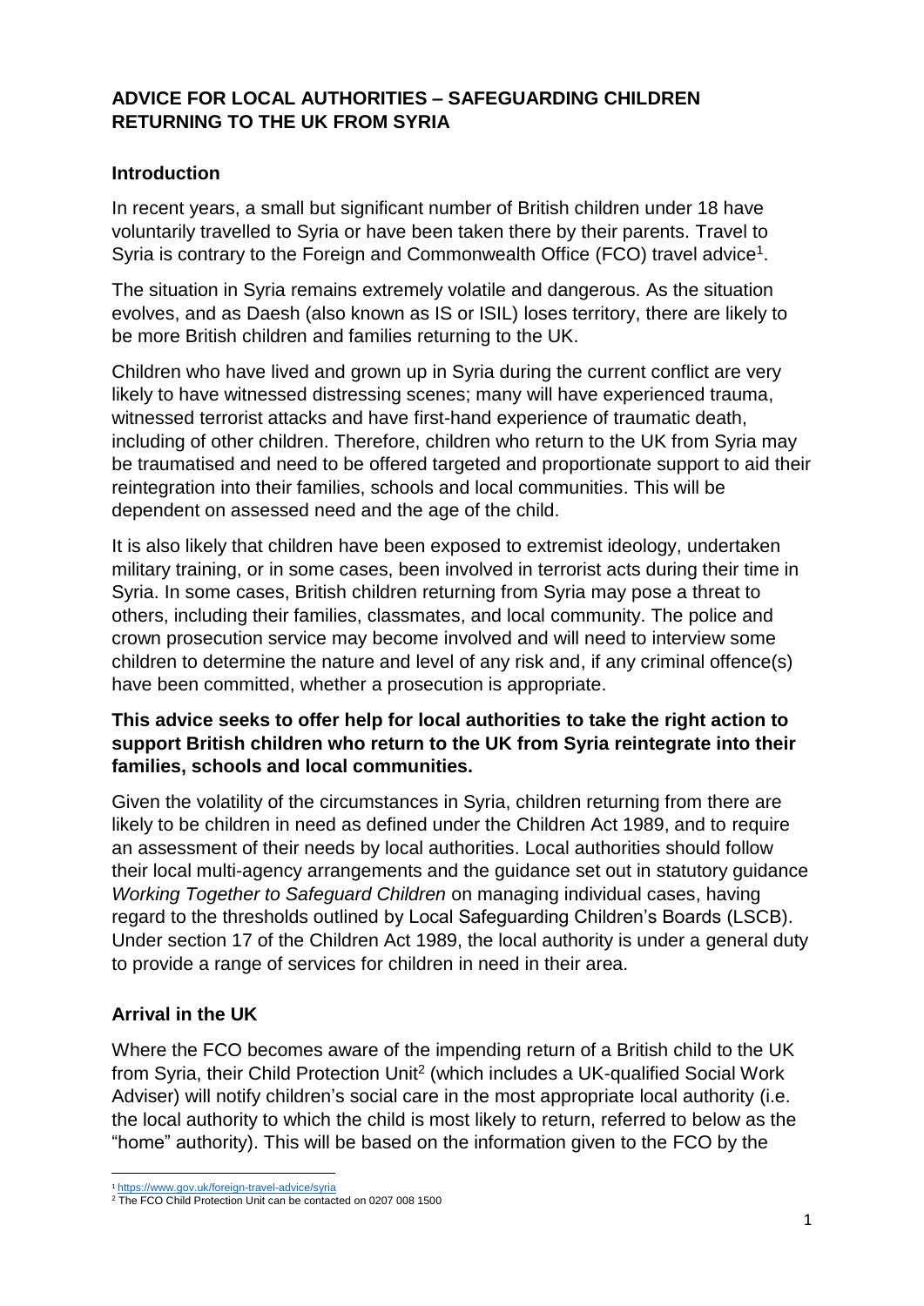# ADVICE FOR LOCAL AUTHORITIES – SAFEGUARDING CHILDREN RETURNING TO THE UK FROM SYRIA

## Introduction

In recent years, a small but significant number of British children under 18 have voluntarily travelled to Syria or have been taken there by their parents. Travel to Syria is contrary to the Foreign and Commonwealth Office (FCO) travel advice[1].

The situation in Syria remains extremely volatile and dangerous. As the situation evolves, and as Daesh (also known as IS or ISIL) loses territory, there are likely to be more British children and families returning to the UK.

Children who have lived and grown up in Syria during the current conflict are very likely to have witnessed distressing scenes; many will have experienced trauma, witnessed terrorist attacks and have first-hand experience of traumatic death, including of other children. Therefore, children who return to the UK from Syria may be traumatised and need to be offered targeted and proportionate support to aid their reintegration into their families, schools and local communities. This will be dependent on assessed need and the age of the child.

It is also likely that children have been exposed to extremist ideology, undertaken military training, or in some cases, been involved in terrorist acts during their time in Syria. In some cases, British children returning from Syria may pose a threat to others, including their families, classmates, and local community. The police and crown prosecution service may become involved and will need to interview some children to determine the nature and level of any risk and, if any criminal offence(s) have been committed, whether a prosecution is appropriate.

**This advice seeks to offer help for local authorities to take the right action to support British children who return to the UK from Syria reintegrate into their families, schools and local communities.**

Given the volatility of the circumstances in Syria, children returning from there are likely to be children in need as defined under the Children Act 1989, and to require an assessment of their needs by local authorities. Local authorities should follow their local multi-agency arrangements and the guidance set out in statutory guidance *Working Together to Safeguard Children* on managing individual cases, having regard to the thresholds outlined by Local Safeguarding Children's Boards (LSCB). Under section 17 of the Children Act 1989, the local authority is under a general duty to provide a range of services for children in need in their area.

## Arrival in the UK

Where the FCO becomes aware of the impending return of a British child to the UK from Syria, their Child Protection Unit[2] (which includes a UK-qualified Social Work Adviser) will notify children's social care in the most appropriate local authority (i.e. the local authority to which the child is most likely to return, referred to below as the "home" authority). This will be based on the information given to the FCO by the

[1] https://www.gov.uk/foreign-travel-advice/syria

[2] The FCO Child Protection Unit can be contacted on 0207 008 1500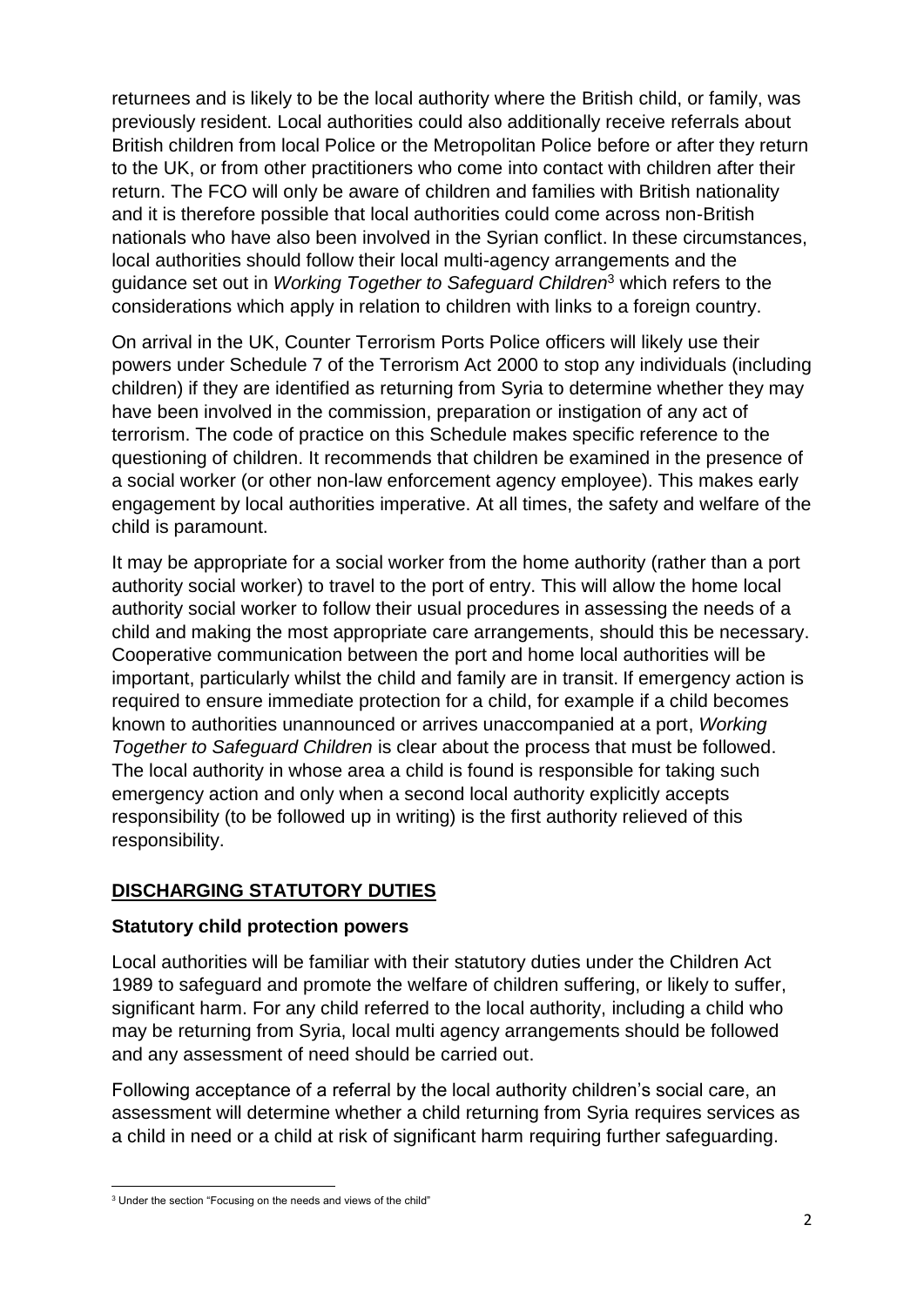returnees and is likely to be the local authority where the British child, or family, was previously resident. Local authorities could also additionally receive referrals about British children from local Police or the Metropolitan Police before or after they return to the UK, or from other practitioners who come into contact with children after their return. The FCO will only be aware of children and families with British nationality and it is therefore possible that local authorities could come across non-British nationals who have also been involved in the Syrian conflict. In these circumstances, local authorities should follow their local multi-agency arrangements and the guidance set out in *Working Together to Safeguard Children*[3] which refers to the considerations which apply in relation to children with links to a foreign country.

On arrival in the UK, Counter Terrorism Ports Police officers will likely use their powers under Schedule 7 of the Terrorism Act 2000 to stop any individuals (including children) if they are identified as returning from Syria to determine whether they may have been involved in the commission, preparation or instigation of any act of terrorism. The code of practice on this Schedule makes specific reference to the questioning of children. It recommends that children be examined in the presence of a social worker (or other non-law enforcement agency employee). This makes early engagement by local authorities imperative. At all times, the safety and welfare of the child is paramount.

It may be appropriate for a social worker from the home authority (rather than a port authority social worker) to travel to the port of entry. This will allow the home local authority social worker to follow their usual procedures in assessing the needs of a child and making the most appropriate care arrangements, should this be necessary. Cooperative communication between the port and home local authorities will be important, particularly whilst the child and family are in transit. If emergency action is required to ensure immediate protection for a child, for example if a child becomes known to authorities unannounced or arrives unaccompanied at a port, *Working Together to Safeguard Children* is clear about the process that must be followed. The local authority in whose area a child is found is responsible for taking such emergency action and only when a second local authority explicitly accepts responsibility (to be followed up in writing) is the first authority relieved of this responsibility.

## DISCHARGING STATUTORY DUTIES

### Statutory child protection powers

Local authorities will be familiar with their statutory duties under the Children Act 1989 to safeguard and promote the welfare of children suffering, or likely to suffer, significant harm. For any child referred to the local authority, including a child who may be returning from Syria, local multi agency arrangements should be followed and any assessment of need should be carried out.

Following acceptance of a referral by the local authority children's social care, an assessment will determine whether a child returning from Syria requires services as a child in need or a child at risk of significant harm requiring further safeguarding.

[3] Under the section "Focusing on the needs and views of the child"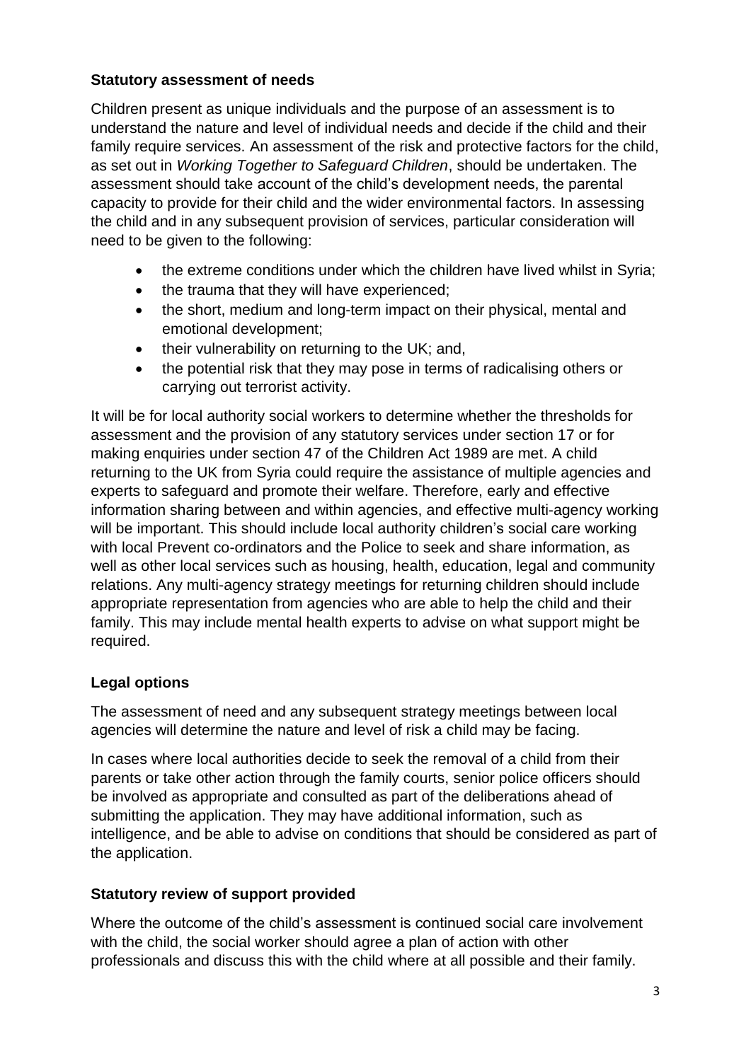## Statutory assessment of needs

Children present as unique individuals and the purpose of an assessment is to understand the nature and level of individual needs and decide if the child and their family require services. An assessment of the risk and protective factors for the child, as set out in *Working Together to Safeguard Children*, should be undertaken. The assessment should take account of the child's development needs, the parental capacity to provide for their child and the wider environmental factors. In assessing the child and in any subsequent provision of services, particular consideration will need to be given to the following:

- the extreme conditions under which the children have lived whilst in Syria;
- the trauma that they will have experienced;
- the short, medium and long-term impact on their physical, mental and emotional development;
- their vulnerability on returning to the UK; and,
- the potential risk that they may pose in terms of radicalising others or carrying out terrorist activity.

It will be for local authority social workers to determine whether the thresholds for assessment and the provision of any statutory services under section 17 or for making enquiries under section 47 of the Children Act 1989 are met. A child returning to the UK from Syria could require the assistance of multiple agencies and experts to safeguard and promote their welfare. Therefore, early and effective information sharing between and within agencies, and effective multi-agency working will be important. This should include local authority children's social care working with local Prevent co-ordinators and the Police to seek and share information, as well as other local services such as housing, health, education, legal and community relations. Any multi-agency strategy meetings for returning children should include appropriate representation from agencies who are able to help the child and their family. This may include mental health experts to advise on what support might be required.

## Legal options

The assessment of need and any subsequent strategy meetings between local agencies will determine the nature and level of risk a child may be facing.

In cases where local authorities decide to seek the removal of a child from their parents or take other action through the family courts, senior police officers should be involved as appropriate and consulted as part of the deliberations ahead of submitting the application. They may have additional information, such as intelligence, and be able to advise on conditions that should be considered as part of the application.

## Statutory review of support provided

Where the outcome of the child's assessment is continued social care involvement with the child, the social worker should agree a plan of action with other professionals and discuss this with the child where at all possible and their family.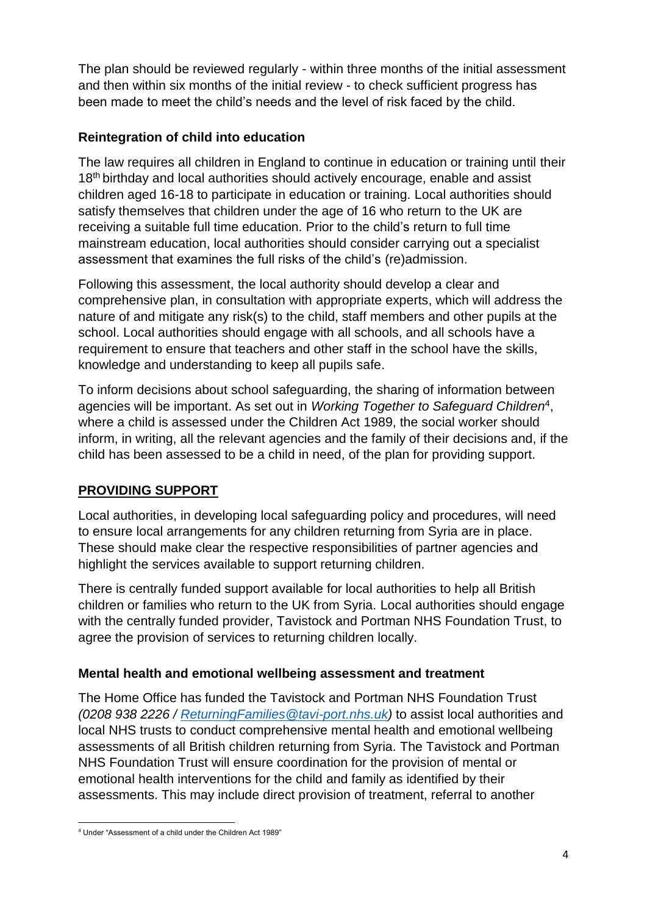The plan should be reviewed regularly - within three months of the initial assessment and then within six months of the initial review - to check sufficient progress has been made to meet the child's needs and the level of risk faced by the child.

### Reintegration of child into education

The law requires all children in England to continue in education or training until their 18th birthday and local authorities should actively encourage, enable and assist children aged 16-18 to participate in education or training. Local authorities should satisfy themselves that children under the age of 16 who return to the UK are receiving a suitable full time education. Prior to the child's return to full time mainstream education, local authorities should consider carrying out a specialist assessment that examines the full risks of the child's (re)admission.

Following this assessment, the local authority should develop a clear and comprehensive plan, in consultation with appropriate experts, which will address the nature of and mitigate any risk(s) to the child, staff members and other pupils at the school. Local authorities should engage with all schools, and all schools have a requirement to ensure that teachers and other staff in the school have the skills, knowledge and understanding to keep all pupils safe.

To inform decisions about school safeguarding, the sharing of information between agencies will be important. As set out in *Working Together to Safeguard Children*[4], where a child is assessed under the Children Act 1989, the social worker should inform, in writing, all the relevant agencies and the family of their decisions and, if the child has been assessed to be a child in need, of the plan for providing support.

## PROVIDING SUPPORT

Local authorities, in developing local safeguarding policy and procedures, will need to ensure local arrangements for any children returning from Syria are in place. These should make clear the respective responsibilities of partner agencies and highlight the services available to support returning children.

There is centrally funded support available for local authorities to help all British children or families who return to the UK from Syria. Local authorities should engage with the centrally funded provider, Tavistock and Portman NHS Foundation Trust, to agree the provision of services to returning children locally.

### Mental health and emotional wellbeing assessment and treatment

The Home Office has funded the Tavistock and Portman NHS Foundation Trust *(0208 938 2226 / ReturningFamilies@tavi-port.nhs.uk)* to assist local authorities and local NHS trusts to conduct comprehensive mental health and emotional wellbeing assessments of all British children returning from Syria. The Tavistock and Portman NHS Foundation Trust will ensure coordination for the provision of mental or emotional health interventions for the child and family as identified by their assessments. This may include direct provision of treatment, referral to another

[4] Under "Assessment of a child under the Children Act 1989"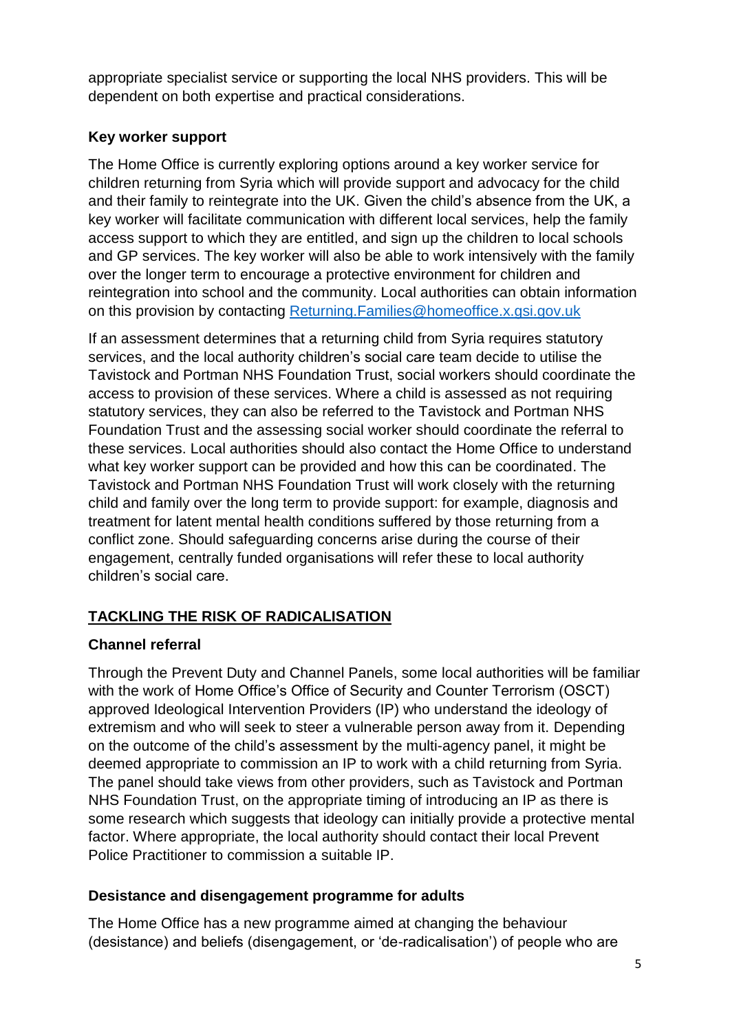appropriate specialist service or supporting the local NHS providers. This will be dependent on both expertise and practical considerations.

**Key worker support**

The Home Office is currently exploring options around a key worker service for children returning from Syria which will provide support and advocacy for the child and their family to reintegrate into the UK. Given the child's absence from the UK, a key worker will facilitate communication with different local services, help the family access support to which they are entitled, and sign up the children to local schools and GP services. The key worker will also be able to work intensively with the family over the longer term to encourage a protective environment for children and reintegration into school and the community. Local authorities can obtain information on this provision by contacting [Returning.Families@homeoffice.x.gsi.gov.uk](mailto:Returning.Families@homeoffice.x.gsi.gov.uk)

If an assessment determines that a returning child from Syria requires statutory services, and the local authority children's social care team decide to utilise the Tavistock and Portman NHS Foundation Trust, social workers should coordinate the access to provision of these services. Where a child is assessed as not requiring statutory services, they can also be referred to the Tavistock and Portman NHS Foundation Trust and the assessing social worker should coordinate the referral to these services. Local authorities should also contact the Home Office to understand what key worker support can be provided and how this can be coordinated. The Tavistock and Portman NHS Foundation Trust will work closely with the returning child and family over the long term to provide support: for example, diagnosis and treatment for latent mental health conditions suffered by those returning from a conflict zone. Should safeguarding concerns arise during the course of their engagement, centrally funded organisations will refer these to local authority children's social care.

## TACKLING THE RISK OF RADICALISATION

**Channel referral**

Through the Prevent Duty and Channel Panels, some local authorities will be familiar with the work of Home Office's Office of Security and Counter Terrorism (OSCT) approved Ideological Intervention Providers (IP) who understand the ideology of extremism and who will seek to steer a vulnerable person away from it. Depending on the outcome of the child's assessment by the multi-agency panel, it might be deemed appropriate to commission an IP to work with a child returning from Syria. The panel should take views from other providers, such as Tavistock and Portman NHS Foundation Trust, on the appropriate timing of introducing an IP as there is some research which suggests that ideology can initially provide a protective mental factor. Where appropriate, the local authority should contact their local Prevent Police Practitioner to commission a suitable IP.

**Desistance and disengagement programme for adults**

The Home Office has a new programme aimed at changing the behaviour (desistance) and beliefs (disengagement, or 'de-radicalisation') of people who are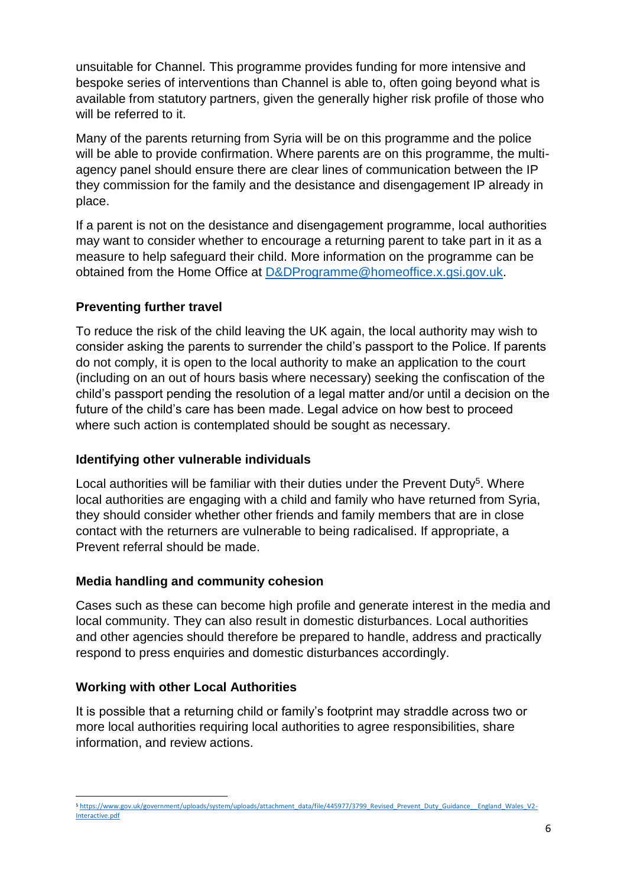unsuitable for Channel. This programme provides funding for more intensive and bespoke series of interventions than Channel is able to, often going beyond what is available from statutory partners, given the generally higher risk profile of those who will be referred to it.

Many of the parents returning from Syria will be on this programme and the police will be able to provide confirmation. Where parents are on this programme, the multi-agency panel should ensure there are clear lines of communication between the IP they commission for the family and the desistance and disengagement IP already in place.

If a parent is not on the desistance and disengagement programme, local authorities may want to consider whether to encourage a returning parent to take part in it as a measure to help safeguard their child. More information on the programme can be obtained from the Home Office at [D&DProgramme@homeoffice.x.gsi.gov.uk](mailto:D&DProgramme@homeoffice.x.gsi.gov.uk).

**Preventing further travel**

To reduce the risk of the child leaving the UK again, the local authority may wish to consider asking the parents to surrender the child's passport to the Police. If parents do not comply, it is open to the local authority to make an application to the court (including on an out of hours basis where necessary) seeking the confiscation of the child's passport pending the resolution of a legal matter and/or until a decision on the future of the child's care has been made. Legal advice on how best to proceed where such action is contemplated should be sought as necessary.

**Identifying other vulnerable individuals**

Local authorities will be familiar with their duties under the Prevent Duty[5]. Where local authorities are engaging with a child and family who have returned from Syria, they should consider whether other friends and family members that are in close contact with the returners are vulnerable to being radicalised. If appropriate, a Prevent referral should be made.

**Media handling and community cohesion**

Cases such as these can become high profile and generate interest in the media and local community. They can also result in domestic disturbances. Local authorities and other agencies should therefore be prepared to handle, address and practically respond to press enquiries and domestic disturbances accordingly.

**Working with other Local Authorities**

It is possible that a returning child or family's footprint may straddle across two or more local authorities requiring local authorities to agree responsibilities, share information, and review actions.

---

[5] https://www.gov.uk/government/uploads/system/uploads/attachment_data/file/445977/3799_Revised_Prevent_Duty_Guidance__England_Wales_V2-Interactive.pdf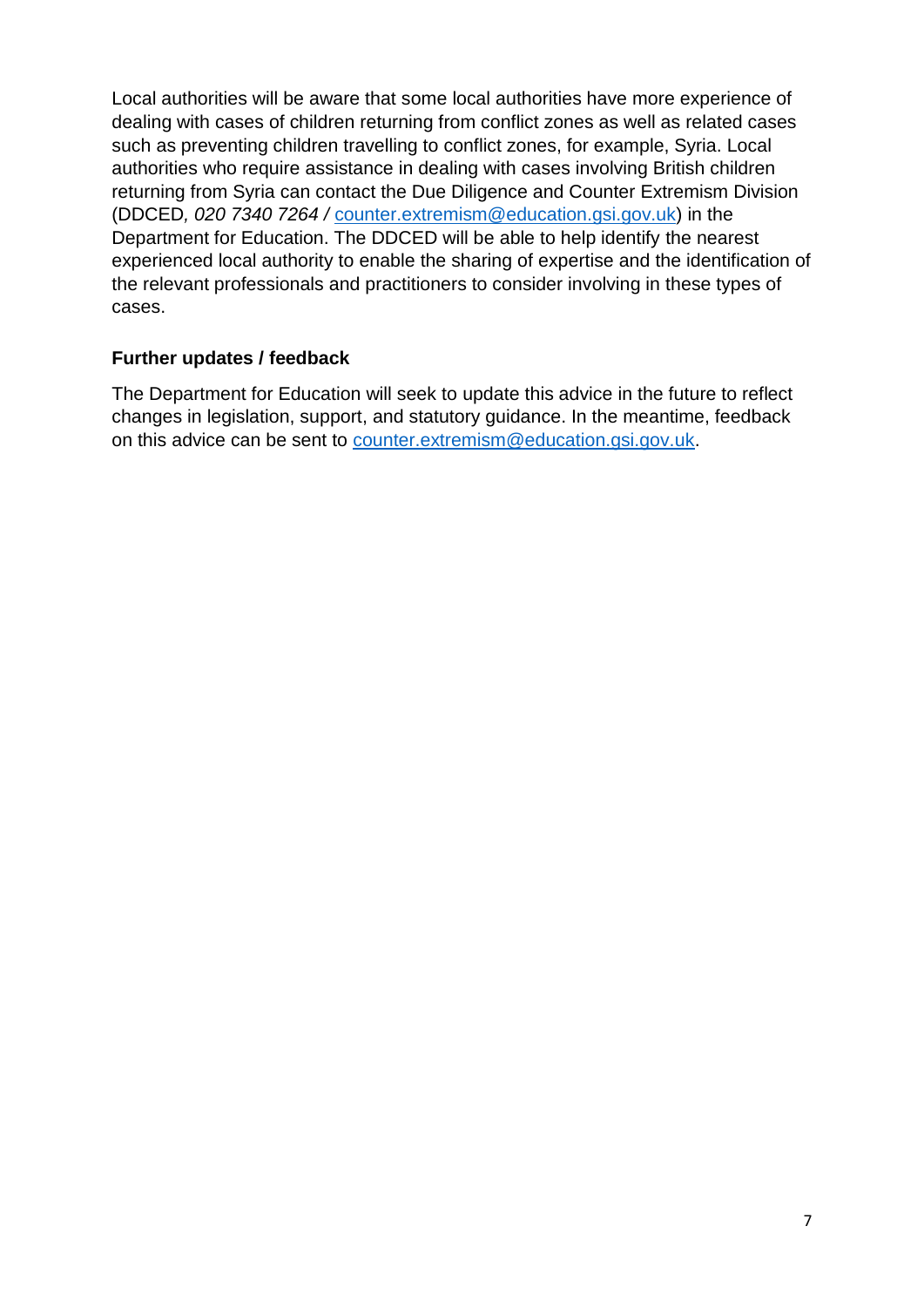Local authorities will be aware that some local authorities have more experience of dealing with cases of children returning from conflict zones as well as related cases such as preventing children travelling to conflict zones, for example, Syria. Local authorities who require assistance in dealing with cases involving British children returning from Syria can contact the Due Diligence and Counter Extremism Division (DDCED*, 020 7340 7264 /* [counter.extremism@education.gsi.gov.uk](mailto:counter.extremism@education.gsi.gov.uk)) in the Department for Education. The DDCED will be able to help identify the nearest experienced local authority to enable the sharing of expertise and the identification of the relevant professionals and practitioners to consider involving in these types of cases.

## Further updates / feedback

The Department for Education will seek to update this advice in the future to reflect changes in legislation, support, and statutory guidance. In the meantime, feedback on this advice can be sent to [counter.extremism@education.gsi.gov.uk](mailto:counter.extremism@education.gsi.gov.uk).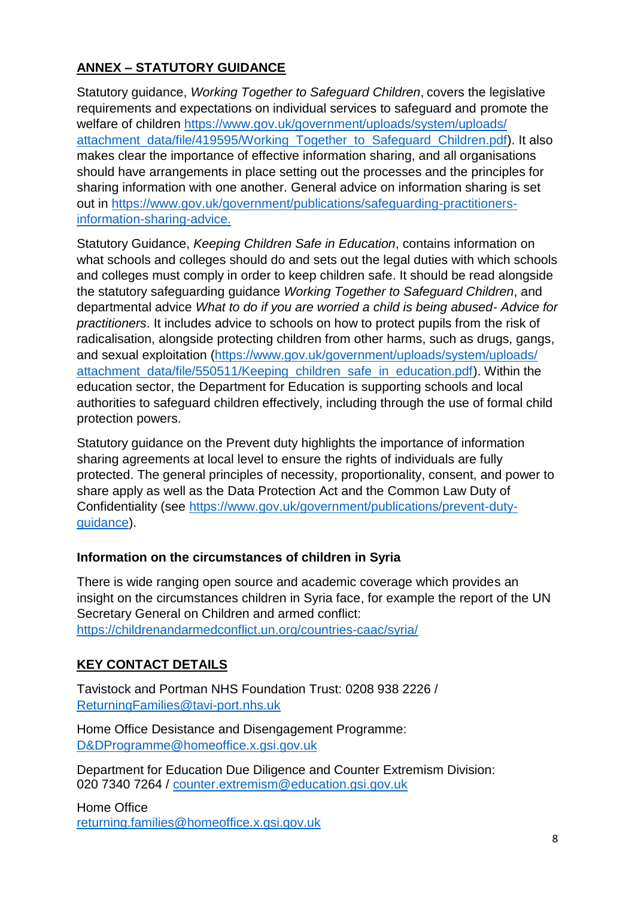## ANNEX – STATUTORY GUIDANCE

Statutory guidance, *Working Together to Safeguard Children*, covers the legislative requirements and expectations on individual services to safeguard and promote the welfare of children https://www.gov.uk/government/uploads/system/uploads/attachment_data/file/419595/Working_Together_to_Safeguard_Children.pdf). It also makes clear the importance of effective information sharing, and all organisations should have arrangements in place setting out the processes and the principles for sharing information with one another. General advice on information sharing is set out in https://www.gov.uk/government/publications/safeguarding-practitioners-information-sharing-advice.

Statutory Guidance, *Keeping Children Safe in Education*, contains information on what schools and colleges should do and sets out the legal duties with which schools and colleges must comply in order to keep children safe. It should be read alongside the statutory safeguarding guidance *Working Together to Safeguard Children*, and departmental advice *What to do if you are worried a child is being abused- Advice for practitioners*. It includes advice to schools on how to protect pupils from the risk of radicalisation, alongside protecting children from other harms, such as drugs, gangs, and sexual exploitation (https://www.gov.uk/government/uploads/system/uploads/attachment_data/file/550511/Keeping_children_safe_in_education.pdf). Within the education sector, the Department for Education is supporting schools and local authorities to safeguard children effectively, including through the use of formal child protection powers.

Statutory guidance on the Prevent duty highlights the importance of information sharing agreements at local level to ensure the rights of individuals are fully protected. The general principles of necessity, proportionality, consent, and power to share apply as well as the Data Protection Act and the Common Law Duty of Confidentiality (see https://www.gov.uk/government/publications/prevent-duty-guidance).

### Information on the circumstances of children in Syria

There is wide ranging open source and academic coverage which provides an insight on the circumstances children in Syria face, for example the report of the UN Secretary General on Children and armed conflict: https://childrenandarmedconflict.un.org/countries-caac/syria/

## KEY CONTACT DETAILS

Tavistock and Portman NHS Foundation Trust: 0208 938 2226 / ReturningFamilies@tavi-port.nhs.uk

Home Office Desistance and Disengagement Programme: D&DProgramme@homeoffice.x.gsi.gov.uk

Department for Education Due Diligence and Counter Extremism Division: 020 7340 7264 / counter.extremism@education.gsi.gov.uk

Home Office
returning.families@homeoffice.x.gsi.gov.uk